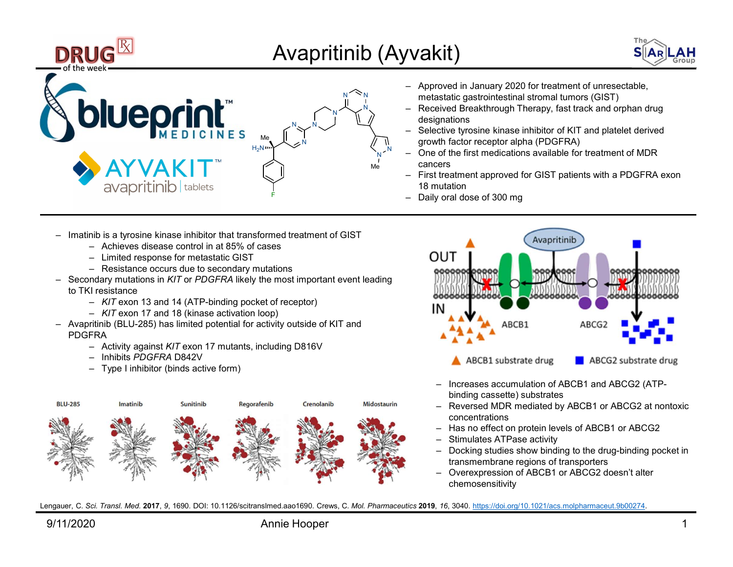# Avapritinib (Ayvakit)

- Approved in January 2020 for treatment of unresectable, metastatic gastrointestinal stromal tumors (GIST)
- Received Breakthrough Therapy, fast track and orphan drug designations
- Selective tyrosine kinase inhibitor of KIT and platelet derived growth factor receptor alpha (PDGFRA)
- One of the first medications available for treatment of MDR cancers
- First treatment approved for GIST patients with a PDGFRA exon 18 mutation
- Daily oral dose of 300 mg

---

- Imatinib is a tyrosine kinase inhibitor that transformed treatment of GIST
  - Achieves disease control in at 85% of cases
  - Limited response for metastatic GIST
  - Resistance occurs due to secondary mutations
- Secondary mutations in *KIT* or *PDGFRA* likely the most important event leading to TKI resistance
  - *KIT* exon 13 and 14 (ATP-binding pocket of receptor)
  - *KIT* exon 17 and 18 (kinase activation loop)
- Avapritinib (BLU-285) has limited potential for activity outside of KIT and PDGFRA
  - Activity against *KIT* exon 17 mutants, including D816V
  - Inhibits *PDGFRA* D842V
  - Type I inhibitor (binds active form)

---

- Increases accumulation of ABCB1 and ABCG2 (ATP-binding cassette) substrates
- Reversed MDR mediated by ABCB1 or ABCG2 at nontoxic concentrations
- Has no effect on protein levels of ABCB1 or ABCG2
- Stimulates ATPase activity
- Docking studies show binding to the drug-binding pocket in transmembrane regions of transporters
- Overexpression of ABCB1 or ABCG2 doesn't alter chemosensitivity

Lengauer, C. *Sci. Transl. Med.* **2017**, *9*, 1690. DOI: 10.1126/scitranslmed.aao1690. Crews, C. *Mol. Pharmaceutics* **2019**, *16*, 3040. https://doi.org/10.1021/acs.molpharmaceut.9b00274.

9/11/2020 Annie Hooper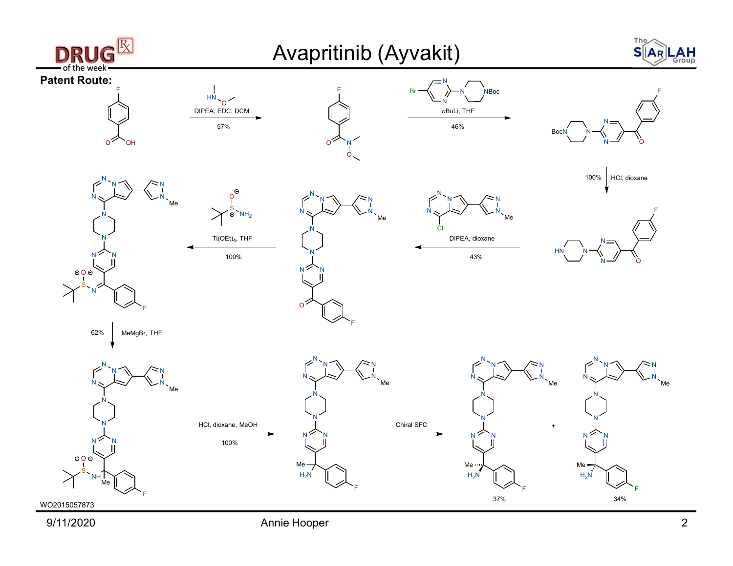# Avapritinib (Ayvakit)

**Patent Route:**

DIPEA, EDC, DCM

57%

*n*BuLi, THF

46%

100% HCl, dioxane

DIPEA, dioxane

43%

Ti(OEt)$_4$, THF

100%

62% MeMgBr, THF

HCl, dioxane, MeOH

100%

Chiral SFC

37%

34%

WO2015057873

9/11/2020

Annie Hooper